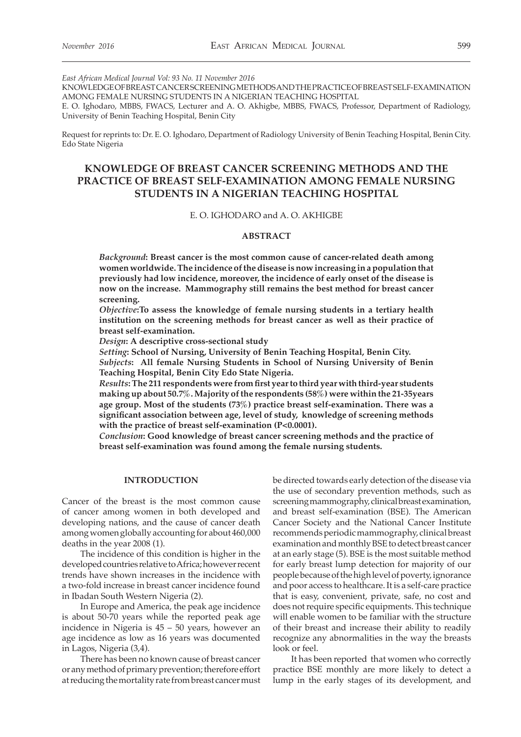East African Medical Journal Vol: 93 No. 11 November 2016

KNOWLEDGE OF BREAST CANCER SCREENING METHODS AND THE PRACTICE OF BREAST SELF-EXAMINATION AMONG FEMALE NURSING STUDENTS IN A NIGERIAN TEACHING HOSPITAL

E. O. Ighodaro, MBBS, FWACS, Lecturer and A. O. Akhigbe, MBBS, FWACS, Professor, Department of Radiology, University of Benin Teaching Hospital, Benin City

Request for reprints to: Dr. E. O. Ighodaro, Department of Radiology University of Benin Teaching Hospital, Benin City. Edo State Nigeria

# KNOWLEDGE OF BREAST CANCER SCREENING METHODS AND THE PRACTICE OF BREAST SELF-EXAMINATION AMONG FEMALE NURSING STUDENTS IN A NIGERIAN TEACHING HOSPITAL

E. O. IGHODARO and A. O. AKHIGBE

## ABSTRACT

***Background*: Breast cancer is the most common cause of cancer-related death among women worldwide. The incidence of the disease is now increasing in a population that previously had low incidence, moreover, the incidence of early onset of the disease is now on the increase. Mammography still remains the best method for breast cancer screening.**

***Objective*:To assess the knowledge of female nursing students in a tertiary health institution on the screening methods for breast cancer as well as their practice of breast self-examination.**

***Design*: A descriptive cross-sectional study**

***Setting*: School of Nursing, University of Benin Teaching Hospital, Benin City.**

***Subjects*: All female Nursing Students in School of Nursing University of Benin Teaching Hospital, Benin City Edo State Nigeria.**

***Results*: The 211 respondents were from first year to third year with third-year students making up about 50.7%. Majority of the respondents (58%) were within the 21-35years age group. Most of the students (73%) practice breast self-examination. There was a significant association between age, level of study, knowledge of screening methods with the practice of breast self-examination (P<0.0001).**

***Conclusion*: Good knowledge of breast cancer screening methods and the practice of breast self-examination was found among the female nursing students.**

## INTRODUCTION

Cancer of the breast is the most common cause of cancer among women in both developed and developing nations, and the cause of cancer death among women globally accounting for about 460,000 deaths in the year 2008 (1).

The incidence of this condition is higher in the developed countries relative to Africa; however recent trends have shown increases in the incidence with a two-fold increase in breast cancer incidence found in Ibadan South Western Nigeria (2).

In Europe and America, the peak age incidence is about 50-70 years while the reported peak age incidence in Nigeria is 45 – 50 years, however an age incidence as low as 16 years was documented in Lagos, Nigeria (3,4).

There has been no known cause of breast cancer or any method of primary prevention; therefore effort at reducing the mortality rate from breast cancer must be directed towards early detection of the disease via the use of secondary prevention methods, such as screening mammography, clinical breast examination, and breast self-examination (BSE). The American Cancer Society and the National Cancer Institute recommends periodic mammography, clinical breast examination and monthly BSE to detect breast cancer at an early stage (5). BSE is the most suitable method for early breast lump detection for majority of our people because of the high level of poverty, ignorance and poor access to healthcare. It is a self-care practice that is easy, convenient, private, safe, no cost and does not require specific equipments. This technique will enable women to be familiar with the structure of their breast and increase their ability to readily recognize any abnormalities in the way the breasts look or feel.

It has been reported that women who correctly practice BSE monthly are more likely to detect a lump in the early stages of its development, and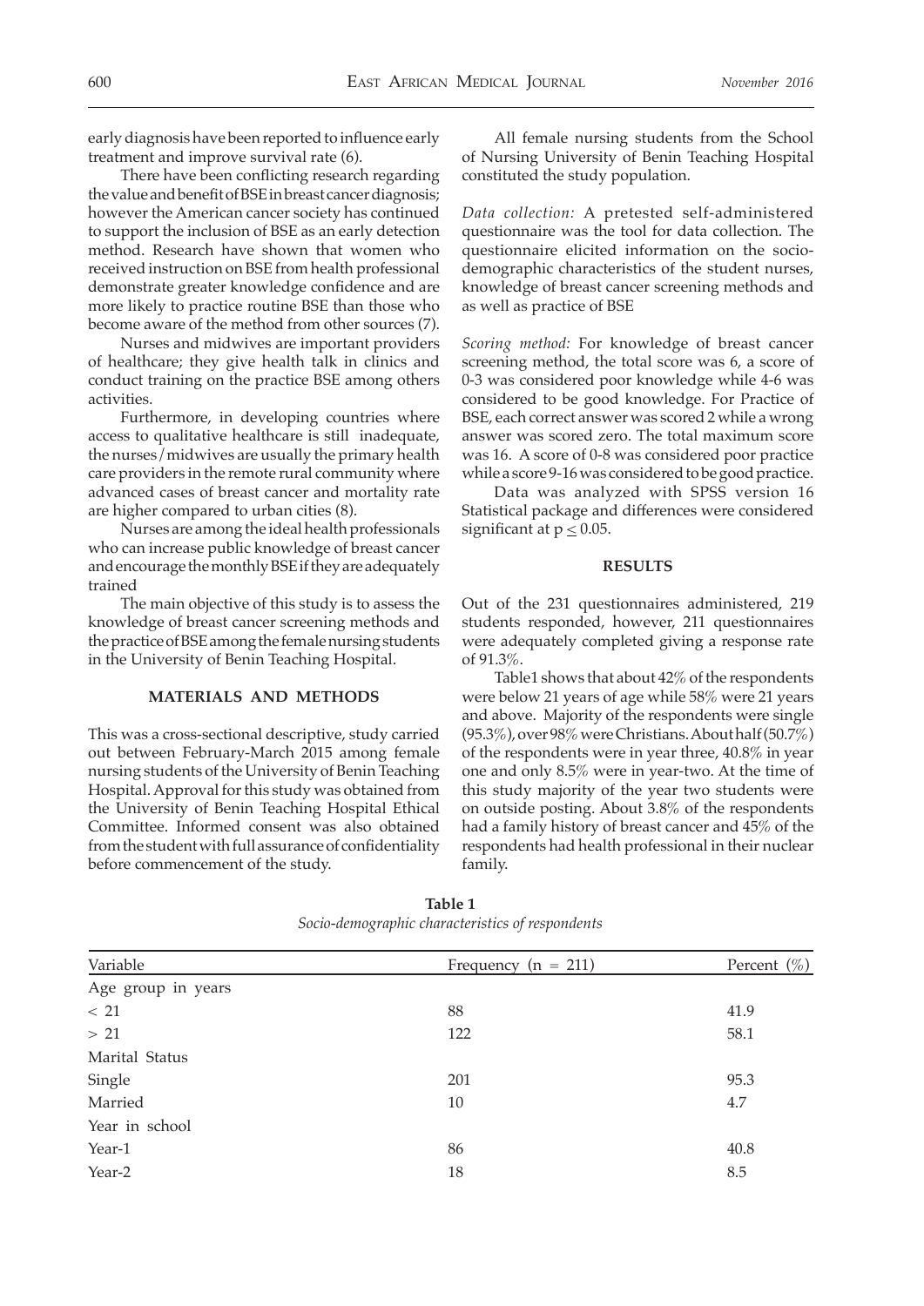early diagnosis have been reported to influence early treatment and improve survival rate (6).

There have been conflicting research regarding the value and benefit of BSE in breast cancer diagnosis; however the American cancer society has continued to support the inclusion of BSE as an early detection method. Research have shown that women who received instruction on BSE from health professional demonstrate greater knowledge confidence and are more likely to practice routine BSE than those who become aware of the method from other sources (7).

Nurses and midwives are important providers of healthcare; they give health talk in clinics and conduct training on the practice BSE among others activities.

Furthermore, in developing countries where access to qualitative healthcare is still inadequate, the nurses/midwives are usually the primary health care providers in the remote rural community where advanced cases of breast cancer and mortality rate are higher compared to urban cities (8).

Nurses are among the ideal health professionals who can increase public knowledge of breast cancer and encourage the monthly BSE if they are adequately trained

The main objective of this study is to assess the knowledge of breast cancer screening methods and the practice of BSE among the female nursing students in the University of Benin Teaching Hospital.

## MATERIALS AND METHODS

This was a cross-sectional descriptive, study carried out between February-March 2015 among female nursing students of the University of Benin Teaching Hospital. Approval for this study was obtained from the University of Benin Teaching Hospital Ethical Committee. Informed consent was also obtained from the student with full assurance of confidentiality before commencement of the study.

All female nursing students from the School of Nursing University of Benin Teaching Hospital constituted the study population.

*Data collection:* A pretested self-administered questionnaire was the tool for data collection. The questionnaire elicited information on the socio-demographic characteristics of the student nurses, knowledge of breast cancer screening methods and as well as practice of BSE

*Scoring method:* For knowledge of breast cancer screening method, the total score was 6, a score of 0-3 was considered poor knowledge while 4-6 was considered to be good knowledge. For Practice of BSE, each correct answer was scored 2 while a wrong answer was scored zero. The total maximum score was 16. A score of 0-8 was considered poor practice while a score 9-16 was considered to be good practice.

Data was analyzed with SPSS version 16 Statistical package and differences were considered significant at $p \leq 0.05$.

## RESULTS

Out of the 231 questionnaires administered, 219 students responded, however, 211 questionnaires were adequately completed giving a response rate of 91.3%.

Table1 shows that about 42% of the respondents were below 21 years of age while 58% were 21 years and above. Majority of the respondents were single (95.3%), over 98% were Christians. About half (50.7%) of the respondents were in year three, 40.8% in year one and only 8.5% were in year-two. At the time of this study majority of the year two students were on outside posting. About 3.8% of the respondents had a family history of breast cancer and 45% of the respondents had health professional in their nuclear family.

**Table 1**
*Socio-demographic characteristics of respondents*

| Variable | Frequency (n = 211) | Percent (%) |
|---|---|---|
| Age group in years | | |
| < 21 | 88 | 41.9 |
| > 21 | 122 | 58.1 |
| Marital Status | | |
| Single | 201 | 95.3 |
| Married | 10 | 4.7 |
| Year in school | | |
| Year-1 | 86 | 40.8 |
| Year-2 | 18 | 8.5 |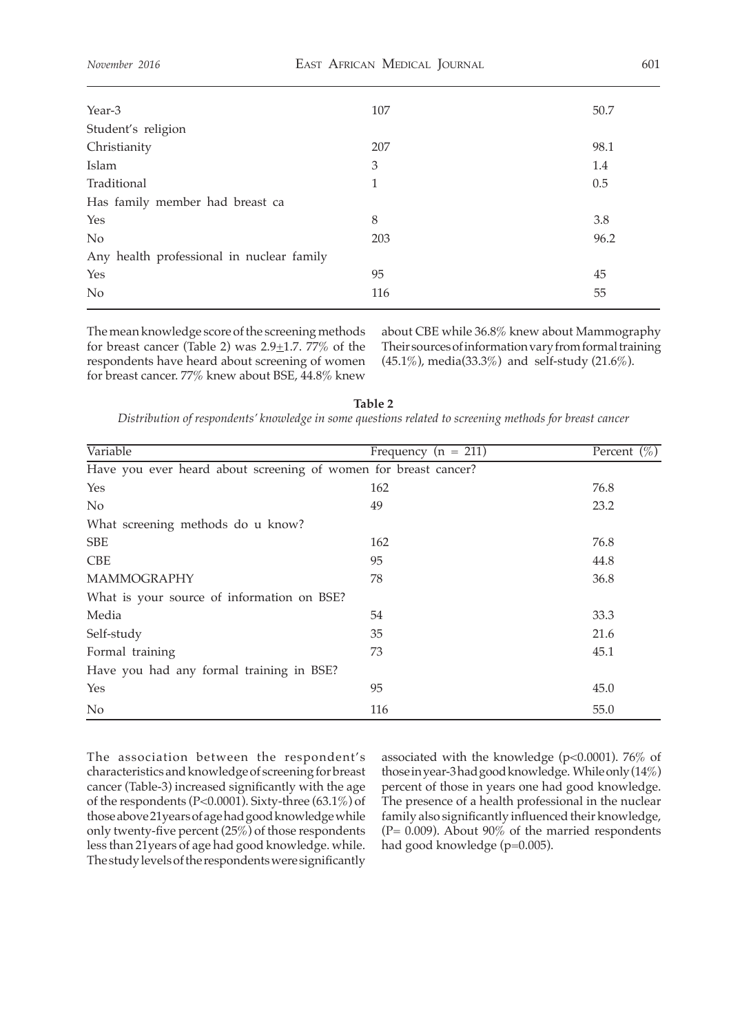| | | |
|---|---|---|
| Year-3 | 107 | 50.7 |
| Student's religion | | |
| Christianity | 207 | 98.1 |
| Islam | 3 | 1.4 |
| Traditional | 1 | 0.5 |
| Has family member had breast ca | | |
| Yes | 8 | 3.8 |
| No | 203 | 96.2 |
| Any health professional in nuclear family | | |
| Yes | 95 | 45 |
| No | 116 | 55 |

The mean knowledge score of the screening methods for breast cancer (Table 2) was 2.9±1.7. 77% of the respondents have heard about screening of women for breast cancer. 77% knew about BSE, 44.8% knew about CBE while 36.8% knew about Mammography Their sources of information vary from formal training (45.1%), media(33.3%) and self-study (21.6%).

**Table 2**

*Distribution of respondents' knowledge in some questions related to screening methods for breast cancer*

| Variable | Frequency (n = 211) | Percent (%) |
|---|---|---|
| Have you ever heard about screening of women for breast cancer? | | |
| Yes | 162 | 76.8 |
| No | 49 | 23.2 |
| What screening methods do u know? | | |
| SBE | 162 | 76.8 |
| CBE | 95 | 44.8 |
| MAMMOGRAPHY | 78 | 36.8 |
| What is your source of information on BSE? | | |
| Media | 54 | 33.3 |
| Self-study | 35 | 21.6 |
| Formal training | 73 | 45.1 |
| Have you had any formal training in BSE? | | |
| Yes | 95 | 45.0 |
| No | 116 | 55.0 |

The association between the respondent's characteristics and knowledge of screening for breast cancer (Table-3) increased significantly with the age of the respondents (P<0.0001). Sixty-three (63.1%) of those above 21years of age had good knowledge while only twenty-five percent (25%) of those respondents less than 21years of age had good knowledge. while. The study levels of the respondents were significantly associated with the knowledge (p<0.0001). 76% of those in year-3 had good knowledge. While only (14%) percent of those in years one had good knowledge. The presence of a health professional in the nuclear family also significantly influenced their knowledge, (P= 0.009). About 90% of the married respondents had good knowledge (p=0.005).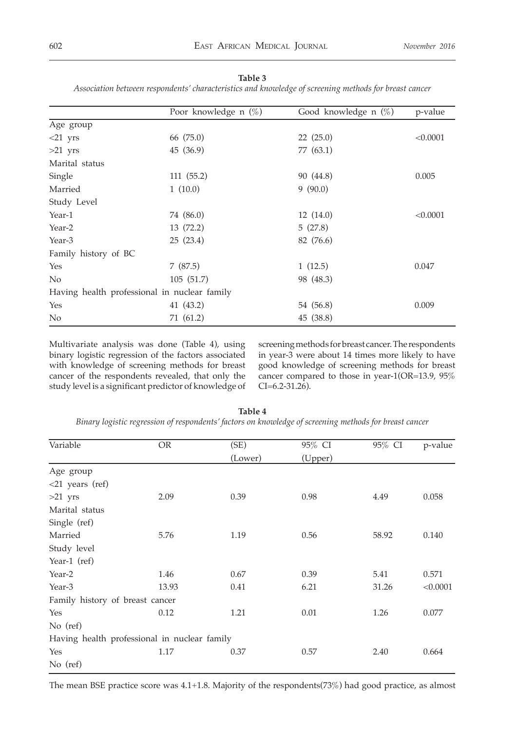**Table 3**

*Association between respondents' characteristics and knowledge of screening methods for breast cancer*

| | Poor knowledge n (%) | Good knowledge n (%) | p-value |
|---|---|---|---|
| Age group | | | |
| <21 yrs | 66 (75.0) | 22 (25.0) | <0.0001 |
| >21 yrs | 45 (36.9) | 77 (63.1) | |
| Marital status | | | |
| Single | 111 (55.2) | 90 (44.8) | 0.005 |
| Married | 1 (10.0) | 9 (90.0) | |
| Study Level | | | |
| Year-1 | 74 (86.0) | 12 (14.0) | <0.0001 |
| Year-2 | 13 (72.2) | 5 (27.8) | |
| Year-3 | 25 (23.4) | 82 (76.6) | |
| Family history of BC | | | |
| Yes | 7 (87.5) | 1 (12.5) | 0.047 |
| No | 105 (51.7) | 98 (48.3) | |
| Having health professional in nuclear family | | | |
| Yes | 41 (43.2) | 54 (56.8) | 0.009 |
| No | 71 (61.2) | 45 (38.8) | |

Multivariate analysis was done (Table 4), using binary logistic regression of the factors associated with knowledge of screening methods for breast cancer of the respondents revealed, that only the study level is a significant predictor of knowledge of screening methods for breast cancer. The respondents in year-3 were about 14 times more likely to have good knowledge of screening methods for breast cancer compared to those in year-1(OR=13.9, 95% CI=6.2-31.26).

**Table 4**

*Binary logistic regression of respondents' factors on knowledge of screening methods for breast cancer*

| Variable | OR | (SE) (Lower) | 95% CI (Upper) | 95% CI | p-value |
|---|---|---|---|---|---|
| Age group | | | | | |
| <21 years (ref) | | | | | |
| >21 yrs | 2.09 | 0.39 | 0.98 | 4.49 | 0.058 |
| Marital status | | | | | |
| Single (ref) | | | | | |
| Married | 5.76 | 1.19 | 0.56 | 58.92 | 0.140 |
| Study level | | | | | |
| Year-1 (ref) | | | | | |
| Year-2 | 1.46 | 0.67 | 0.39 | 5.41 | 0.571 |
| Year-3 | 13.93 | 0.41 | 6.21 | 31.26 | <0.0001 |
| Family history of breast cancer | | | | | |
| Yes | 0.12 | 1.21 | 0.01 | 1.26 | 0.077 |
| No (ref) | | | | | |
| Having health professional in nuclear family | | | | | |
| Yes | 1.17 | 0.37 | 0.57 | 2.40 | 0.664 |
| No (ref) | | | | | |

The mean BSE practice score was 4.1+1.8. Majority of the respondents(73%) had good practice, as almost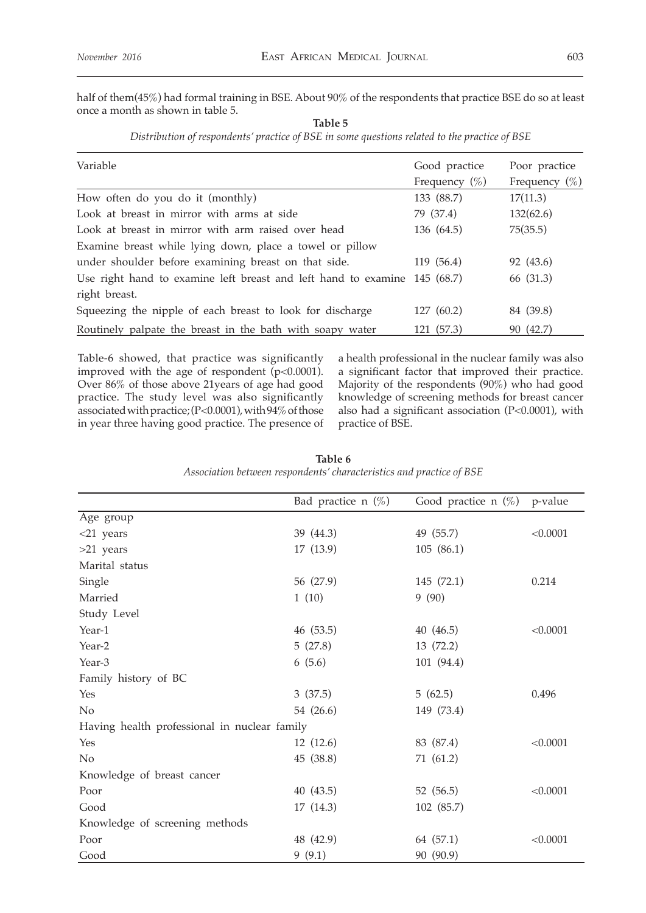half of them(45%) had formal training in BSE. About 90% of the respondents that practice BSE do so at least once a month as shown in table 5.

**Table 5**

*Distribution of respondents' practice of BSE in some questions related to the practice of BSE*

| Variable | Good practice Frequency (%) | Poor practice Frequency (%) |
|---|---|---|
| How often do you do it (monthly) | 133 (88.7) | 17(11.3) |
| Look at breast in mirror with arms at side | 79 (37.4) | 132(62.6) |
| Look at breast in mirror with arm raised over head | 136 (64.5) | 75(35.5) |
| Examine breast while lying down, place a towel or pillow under shoulder before examining breast on that side. | 119 (56.4) | 92 (43.6) |
| Use right hand to examine left breast and left hand to examine right breast. | 145 (68.7) | 66 (31.3) |
| Squeezing the nipple of each breast to look for discharge | 127 (60.2) | 84 (39.8) |
| Routinely palpate the breast in the bath with soapy water | 121 (57.3) | 90 (42.7) |

Table-6 showed, that practice was significantly improved with the age of respondent ($p<0.0001$). Over 86% of those above 21years of age had good practice. The study level was also significantly associated with practice; ($P<0.0001$), with 94% of those in year three having good practice. The presence of a health professional in the nuclear family was also a significant factor that improved their practice. Majority of the respondents (90%) who had good knowledge of screening methods for breast cancer also had a significant association ($P<0.0001$), with practice of BSE.

**Table 6**

*Association between respondents' characteristics and practice of BSE*

| | Bad practice n (%) | Good practice n (%) | p-value |
|---|---|---|---|
| Age group | | | |
| <21 years | 39 (44.3) | 49 (55.7) | <0.0001 |
| >21 years | 17 (13.9) | 105 (86.1) | |
| Marital status | | | |
| Single | 56 (27.9) | 145 (72.1) | 0.214 |
| Married | 1 (10) | 9 (90) | |
| Study Level | | | |
| Year-1 | 46 (53.5) | 40 (46.5) | <0.0001 |
| Year-2 | 5 (27.8) | 13 (72.2) | |
| Year-3 | 6 (5.6) | 101 (94.4) | |
| Family history of BC | | | |
| Yes | 3 (37.5) | 5 (62.5) | 0.496 |
| No | 54 (26.6) | 149 (73.4) | |
| Having health professional in nuclear family | | | |
| Yes | 12 (12.6) | 83 (87.4) | <0.0001 |
| No | 45 (38.8) | 71 (61.2) | |
| Knowledge of breast cancer | | | |
| Poor | 40 (43.5) | 52 (56.5) | <0.0001 |
| Good | 17 (14.3) | 102 (85.7) | |
| Knowledge of screening methods | | | |
| Poor | 48 (42.9) | 64 (57.1) | <0.0001 |
| Good | 9 (9.1) | 90 (90.9) | |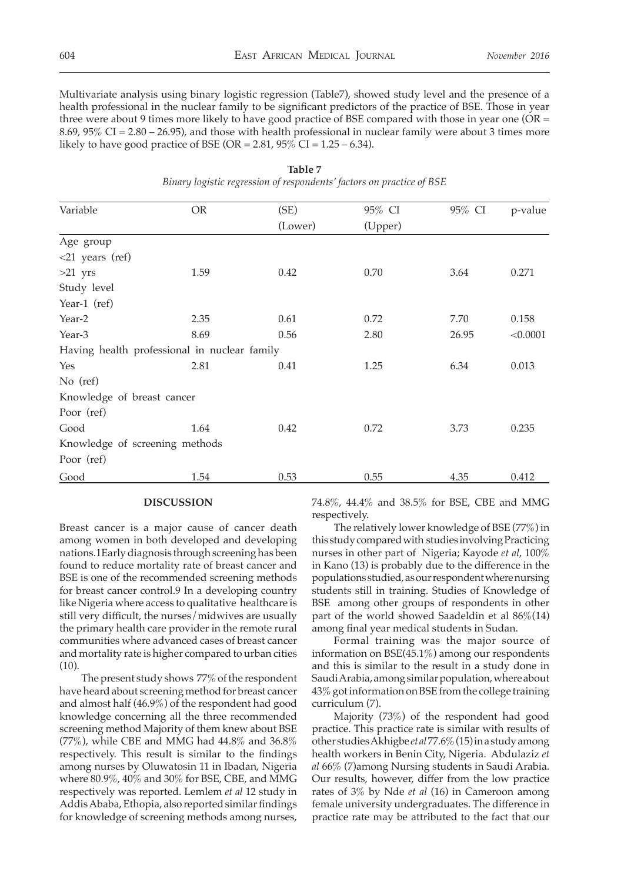Multivariate analysis using binary logistic regression (Table7), showed study level and the presence of a health professional in the nuclear family to be significant predictors of the practice of BSE. Those in year three were about 9 times more likely to have good practice of BSE compared with those in year one (OR = 8.69, 95% CI = 2.80 – 26.95), and those with health professional in nuclear family were about 3 times more likely to have good practice of BSE (OR = 2.81, 95% CI = 1.25 – 6.34).

**Table 7**
*Binary logistic regression of respondents' factors on practice of BSE*

| Variable | OR | (SE) (Lower) | 95% CI (Upper) | 95% CI | p-value |
|---|---|---|---|---|---|
| Age group | | | | | |
| <21 years (ref) | | | | | |
| >21 yrs | 1.59 | 0.42 | 0.70 | 3.64 | 0.271 |
| Study level | | | | | |
| Year-1 (ref) | | | | | |
| Year-2 | 2.35 | 0.61 | 0.72 | 7.70 | 0.158 |
| Year-3 | 8.69 | 0.56 | 2.80 | 26.95 | <0.0001 |
| Having health professional in nuclear family | | | | | |
| Yes | 2.81 | 0.41 | 1.25 | 6.34 | 0.013 |
| No (ref) | | | | | |
| Knowledge of breast cancer | | | | | |
| Poor (ref) | | | | | |
| Good | 1.64 | 0.42 | 0.72 | 3.73 | 0.235 |
| Knowledge of screening methods | | | | | |
| Poor (ref) | | | | | |
| Good | 1.54 | 0.53 | 0.55 | 4.35 | 0.412 |

## DISCUSSION

Breast cancer is a major cause of cancer death among women in both developed and developing nations.1Early diagnosis through screening has been found to reduce mortality rate of breast cancer and BSE is one of the recommended screening methods for breast cancer control.9 In a developing country like Nigeria where access to qualitative healthcare is still very difficult, the nurses/midwives are usually the primary health care provider in the remote rural communities where advanced cases of breast cancer and mortality rate is higher compared to urban cities (10).

The present study shows 77% of the respondent have heard about screening method for breast cancer and almost half (46.9%) of the respondent had good knowledge concerning all the three recommended screening method Majority of them knew about BSE (77%), while CBE and MMG had 44.8% and 36.8% respectively. This result is similar to the findings among nurses by Oluwatosin 11 in Ibadan, Nigeria where 80.9%, 40% and 30% for BSE, CBE, and MMG respectively was reported. Lemlem *et al* 12 study in Addis Ababa, Ethiopia, also reported similar findings for knowledge of screening methods among nurses, 74.8%, 44.4% and 38.5% for BSE, CBE and MMG respectively.

The relatively lower knowledge of BSE (77%) in this study compared with studies involving Practicing nurses in other part of Nigeria; Kayode *et al*, 100% in Kano (13) is probably due to the difference in the populations studied, as our respondent where nursing students still in training. Studies of Knowledge of BSE among other groups of respondents in other part of the world showed Saadeldin et al 86%(14) among final year medical students in Sudan.

Formal training was the major source of information on BSE(45.1%) among our respondents and this is similar to the result in a study done in Saudi Arabia, among similar population, where about 43% got information on BSE from the college training curriculum (7).

Majority (73%) of the respondent had good practice. This practice rate is similar with results of other studies Akhigbe *et al* 77.6% (15) in a study among health workers in Benin City, Nigeria. Abdulaziz *et al* 66% (7)among Nursing students in Saudi Arabia. Our results, however, differ from the low practice rates of 3% by Nde *et al* (16) in Cameroon among female university undergraduates. The difference in practice rate may be attributed to the fact that our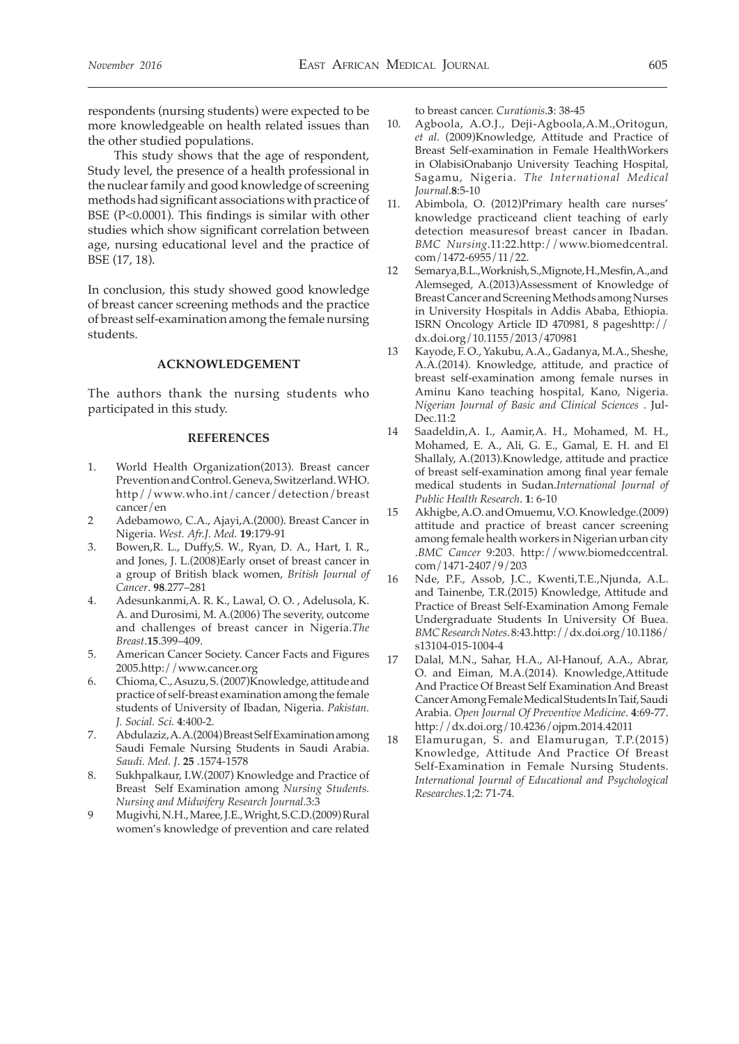respondents (nursing students) were expected to be more knowledgeable on health related issues than the other studied populations.

This study shows that the age of respondent, Study level, the presence of a health professional in the nuclear family and good knowledge of screening methods had significant associations with practice of BSE (P<0.0001). This findings is similar with other studies which show significant correlation between age, nursing educational level and the practice of BSE (17, 18).

In conclusion, this study showed good knowledge of breast cancer screening methods and the practice of breast self-examination among the female nursing students.

## ACKNOWLEDGEMENT

The authors thank the nursing students who participated in this study.

## REFERENCES

1. World Health Organization(2013). Breast cancer Prevention and Control. Geneva, Switzerland. WHO. http//www.who.int/cancer/detection/breast cancer/en
2. Adebamowo, C.A., Ajayi,A.(2000). Breast Cancer in Nigeria. *West. Afr.J. Med.* **19**:179-91
3. Bowen,R. L., Duffy,S. W., Ryan, D. A., Hart, I. R., and Jones, J. L.(2008)Early onset of breast cancer in a group of British black women, *British Journal of Cancer*. **98**.277–281
4. Adesunkanmi,A. R. K., Lawal, O. O. , Adelusola, K. A. and Durosimi, M. A.(2006) The severity, outcome and challenges of breast cancer in Nigeria.*The Breast*.**15**.399–409.
5. American Cancer Society. Cancer Facts and Figures 2005.http://www.cancer.org
6. Chioma, C., Asuzu, S. (2007)Knowledge, attitude and practice of self-breast examination among the female students of University of Ibadan, Nigeria. *Pakistan. J. Social. Sci.* **4**:400-2.
7. Abdulaziz, A. A.(2004) Breast Self Examination among Saudi Female Nursing Students in Saudi Arabia. *Saudi. Med. J*. **25** .1574-1578
8. Sukhpalkaur, I.W.(2007) Knowledge and Practice of Breast Self Examination among *Nursing Students. Nursing and Midwifery Research Journal*.3:3
9. Mugivhi, N.H., Maree, J.E., Wright, S.C.D.(2009) Rural women's knowledge of prevention and care related to breast cancer. *Curationis*.**3**: 38-45
10. Agboola, A.O.J., Deji-Agboola,A.M.,Oritogun, *et al.* (2009)Knowledge, Attitude and Practice of Breast Self-examination in Female HealthWorkers in OlabisiOnabanjo University Teaching Hospital, Sagamu, Nigeria. *The International Medical Journal*.**8**:5-10
11. Abimbola, O. (2012)Primary health care nurses' knowledge practiceand client teaching of early detection measuresof breast cancer in Ibadan. *BMC Nursing*.11:22.http://www.biomedcentral.com/1472-6955/11/22.
12. Semarya,B.L.,Worknish,S.,Mignote,H.,Mesfin,A.,and Alemseged, A.(2013)Assessment of Knowledge of Breast Cancer and Screening Methods among Nurses in University Hospitals in Addis Ababa, Ethiopia. ISRN Oncology Article ID 470981, 8 pageshttp://dx.doi.org/10.1155/2013/470981
13. Kayode, F. O., Yakubu, A.A., Gadanya, M.A., Sheshe, A.A.(2014). Knowledge, attitude, and practice of breast self-examination among female nurses in Aminu Kano teaching hospital, Kano, Nigeria. *Nigerian Journal of Basic and Clinical Sciences* . Jul-Dec.11:2
14. Saadeldin,A. I., Aamir,A. H., Mohamed, M. H., Mohamed, E. A., Ali, G. E., Gamal, E. H. and El Shallaly, A.(2013).Knowledge, attitude and practice of breast self-examination among final year female medical students in Sudan.*International Journal of Public Health Research*. **1**: 6-10
15. Akhigbe, A.O. and Omuemu, V.O. Knowledge.(2009) attitude and practice of breast cancer screening among female health workers in Nigerian urban city .*BMC Cancer* 9:203. http://www.biomedccentral.com/1471-2407/9/203
16. Nde, P.F., Assob, J.C., Kwenti,T.E.,Njunda, A.L. and Tainenbe, T.R.(2015) Knowledge, Attitude and Practice of Breast Self-Examination Among Female Undergraduate Students In University Of Buea. *BMC Research Notes*. 8:43.http://dx.doi.org/10.1186/s13104-015-1004-4
17. Dalal, M.N., Sahar, H.A., Al-Hanouf, A.A., Abrar, O. and Eiman, M.A.(2014). Knowledge,Attitude And Practice Of Breast Self Examination And Breast Cancer Among Female Medical Students In Taif, Saudi Arabia. *Open Journal Of Preventive Medicine*. **4**:69-77. http://dx.doi.org/10.4236/ojpm.2014.42011
18. Elamurugan, S. and Elamurugan, T.P.(2015) Knowledge, Attitude And Practice Of Breast Self-Examination in Female Nursing Students. *International Journal of Educational and Psychological Researches*.1;2: 71-74.